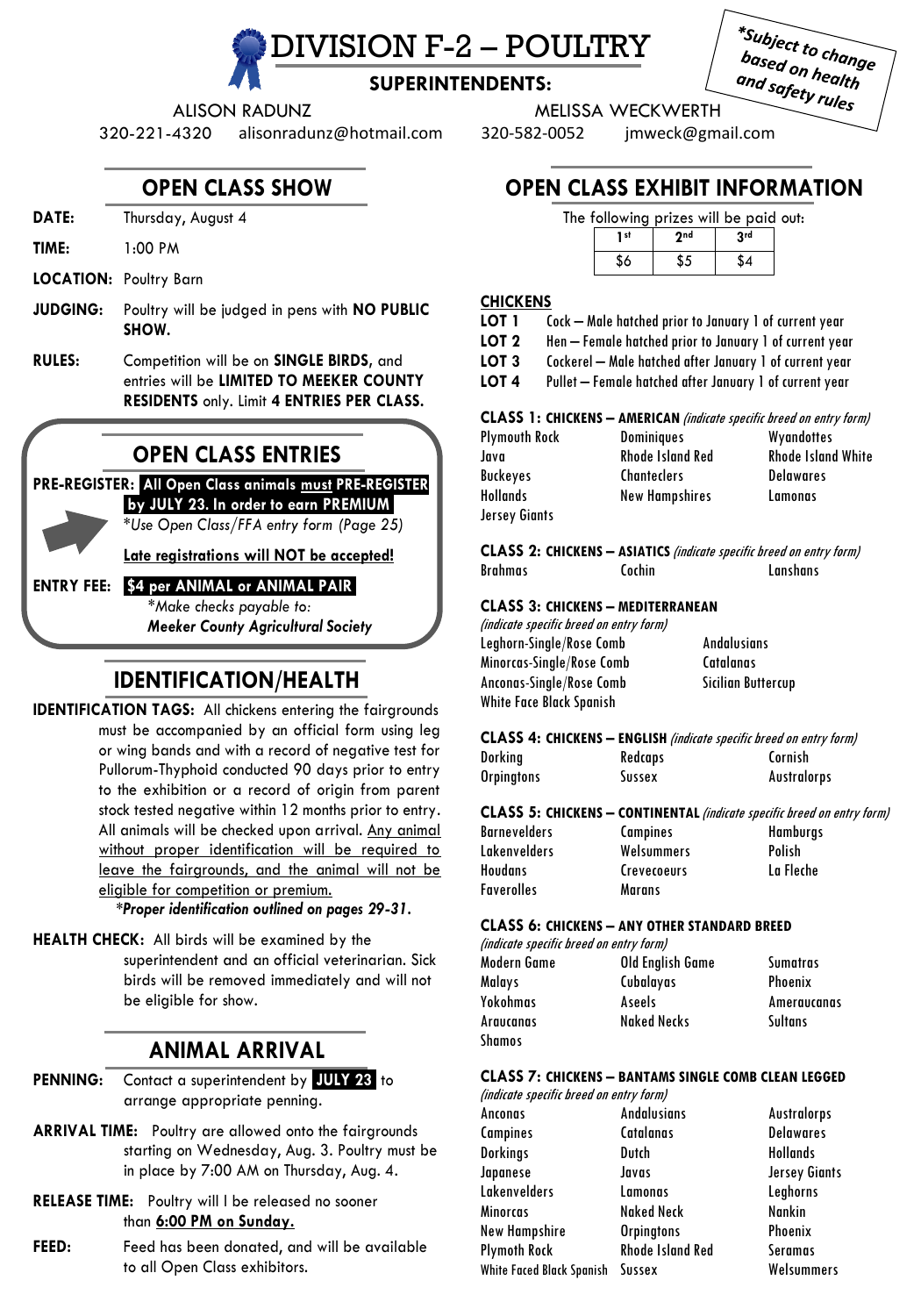# DIVISION F-2 – POULTRY

*Subject to change based on health and safety rules*

**SUPERINTENDENTS:**

ALISON RADUNZ
320-221-4320 alisonradunz@hotmail.com

MELISSA WECKWERTH
320-582-0052 jmweck@gmail.com

## OPEN CLASS SHOW

**DATE:** Thursday, August 4

**TIME:** 1:00 PM

**LOCATION:** Poultry Barn

**JUDGING:** Poultry will be judged in pens with **NO PUBLIC SHOW.**

**RULES:** Competition will be on **SINGLE BIRDS,** and entries will be **LIMITED TO MEEKER COUNTY RESIDENTS** only. Limit **4 ENTRIES PER CLASS.**

## OPEN CLASS ENTRIES

**PRE-REGISTER:** **All Open Class animals must PRE-REGISTER by JULY 23. In order to earn PREMIUM**
*\*Use Open Class/FFA entry form (Page 25)*

**Late registrations will NOT be accepted!**

**ENTRY FEE:** **$4 per ANIMAL or ANIMAL PAIR**
*\*Make checks payable to:*
***Meeker County Agricultural Society***

## IDENTIFICATION/HEALTH

**IDENTIFICATION TAGS:** All chickens entering the fairgrounds must be accompanied by an official form using leg or wing bands and with a record of negative test for Pullorum-Thyphoid conducted 90 days prior to entry to the exhibition or a record of origin from parent stock tested negative within 12 months prior to entry. All animals will be checked upon arrival. Any animal without proper identification will be required to leave the fairgrounds, and the animal will not be eligible for competition or premium.
*\*Proper identification outlined on pages 29-31.*

**HEALTH CHECK:** All birds will be examined by the superintendent and an official veterinarian. Sick birds will be removed immediately and will not be eligible for show.

## ANIMAL ARRIVAL

**PENNING:** Contact a superintendent by **JULY 23** to arrange appropriate penning.

**ARRIVAL TIME:** Poultry are allowed onto the fairgrounds starting on Wednesday, Aug. 3. Poultry must be in place by 7:00 AM on Thursday, Aug. 4.

**RELEASE TIME:** Poultry will l be released no sooner than **6:00 PM on Sunday.**

**FEED:** Feed has been donated, and will be available to all Open Class exhibitors.

## OPEN CLASS EXHIBIT INFORMATION

The following prizes will be paid out:

| 1st | 2nd | 3rd |
|---|---|---|
| $6 | $5 | $4 |

**CHICKENS**

**LOT 1** Cock – Male hatched prior to January 1 of current year
**LOT 2** Hen – Female hatched prior to January 1 of current year
**LOT 3** Cockerel – Male hatched after January 1 of current year
**LOT 4** Pullet – Female hatched after January 1 of current year

**CLASS 1: CHICKENS – AMERICAN** *(indicate specific breed on entry form)*
Plymouth Rock, Dominiques, Wyandottes, Java, Rhode Island Red, Rhode Island White, Buckeyes, Chanteclers, Delawares, Hollands, New Hampshires, Lamonas, Jersey Giants

**CLASS 2: CHICKENS – ASIATICS** *(indicate specific breed on entry form)*
Brahmas, Cochin, Lanshans

**CLASS 3: CHICKENS – MEDITERRANEAN**
*(indicate specific breed on entry form)*
Leghorn-Single/Rose Comb, Andalusians, Minorcas-Single/Rose Comb, Catalanas, Anconas-Single/Rose Comb, Sicilian Buttercup, White Face Black Spanish

**CLASS 4: CHICKENS – ENGLISH** *(indicate specific breed on entry form)*
Dorking, Redcaps, Cornish, Orpingtons, Sussex, Australorps

**CLASS 5: CHICKENS – CONTINENTAL** *(indicate specific breed on entry form)*
Barnevelders, Campines, Hamburgs, Lakenvelders, Welsummers, Polish, Houdans, Crevecoeurs, La Fleche, Faverolles, Marans

**CLASS 6: CHICKENS – ANY OTHER STANDARD BREED**
*(indicate specific breed on entry form)*
Modern Game, Old English Game, Sumatras, Malays, Cubalayas, Phoenix, Yokohmas, Aseels, Ameraucanas, Araucanas, Naked Necks, Sultans, Shamos

**CLASS 7: CHICKENS – BANTAMS SINGLE COMB CLEAN LEGGED**
*(indicate specific breed on entry form)*
Anconas, Andalusians, Australorps, Campines, Catalanas, Delawares, Dorkings, Dutch, Hollands, Japanese, Javas, Jersey Giants, Lakenvelders, Lamonas, Leghorns, Minorcas, Naked Neck, Nankin, New Hampshire, Orpingtons, Phoenix, Plymouth Rock, Rhode Island Red, Seramas, White Faced Black Spanish, Sussex, Welsummers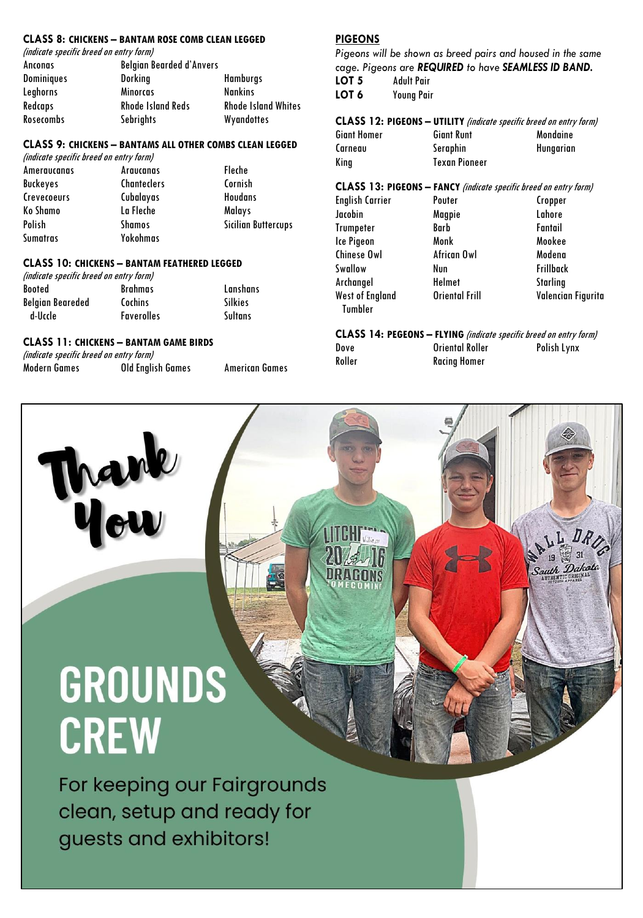### CLASS 8: CHICKENS – BANTAM ROSE COMB CLEAN LEGGED

*(indicate specific breed on entry form)*

| | | |
|---|---|---|
| Anconas | Belgian Bearded d'Anvers | |
| Dominiques | Dorking | Hamburgs |
| Leghorns | Minorcas | Nankins |
| Redcaps | Rhode Island Reds | Rhode Island Whites |
| Rosecombs | Sebrights | Wyandottes |

### CLASS 9: CHICKENS – BANTAMS ALL OTHER COMBS CLEAN LEGGED

*(indicate specific breed on entry form)*

| | | |
|---|---|---|
| Ameraucanas | Araucanas | Fleche |
| Buckeyes | Chanteclers | Cornish |
| Crevecoeurs | Cubalayas | Houdans |
| Ko Shamo | La Fleche | Malays |
| Polish | Shamos | Sicilian Buttercups |
| Sumatras | Yokohmas | |

### CLASS 10: CHICKENS – BANTAM FEATHERED LEGGED

*(indicate specific breed on entry form)*

| | | |
|---|---|---|
| Booted | Brahmas | Lanshans |
| Belgian Beareded d-Uccle | Cochins | Silkies |
| | Faverolles | Sultans |

### CLASS 11: CHICKENS – BANTAM GAME BIRDS

*(indicate specific breed on entry form)*

| | | |
|---|---|---|
| Modern Games | Old English Games | American Games |

### PIGEONS

*Pigeons will be shown as breed pairs and housed in the same cage. Pigeons are **REQUIRED** to have **SEAMLESS ID BAND.***

**LOT 5** Adult Pair
**LOT 6** Young Pair

### CLASS 12: PIGEONS – UTILITY *(indicate specific breed on entry form)*

| | | |
|---|---|---|
| Giant Homer | Giant Runt | Mondaine |
| Carneau | Seraphin | Hungarian |
| King | Texan Pioneer | |

### CLASS 13: PIGEONS – FANCY *(indicate specific breed on entry form)*

| | | |
|---|---|---|
| English Carrier | Pouter | Cropper |
| Jacobin | Magpie | Lahore |
| Trumpeter | Barb | Fantail |
| Ice Pigeon | Monk | Mookee |
| Chinese Owl | African Owl | Modena |
| Swallow | Nun | Frillback |
| Archangel | Helmet | Starling |
| West of England Tumbler | Oriental Frill | Valencian Figurita |

### CLASS 14: PEGEONS – FLYING *(indicate specific breed on entry form)*

| | | |
|---|---|---|
| Dove | Oriental Roller | Polish Lynx |
| Roller | Racing Homer | |

Thank You

# GROUNDS CREW

For keeping our Fairgrounds clean, setup and ready for guests and exhibitors!